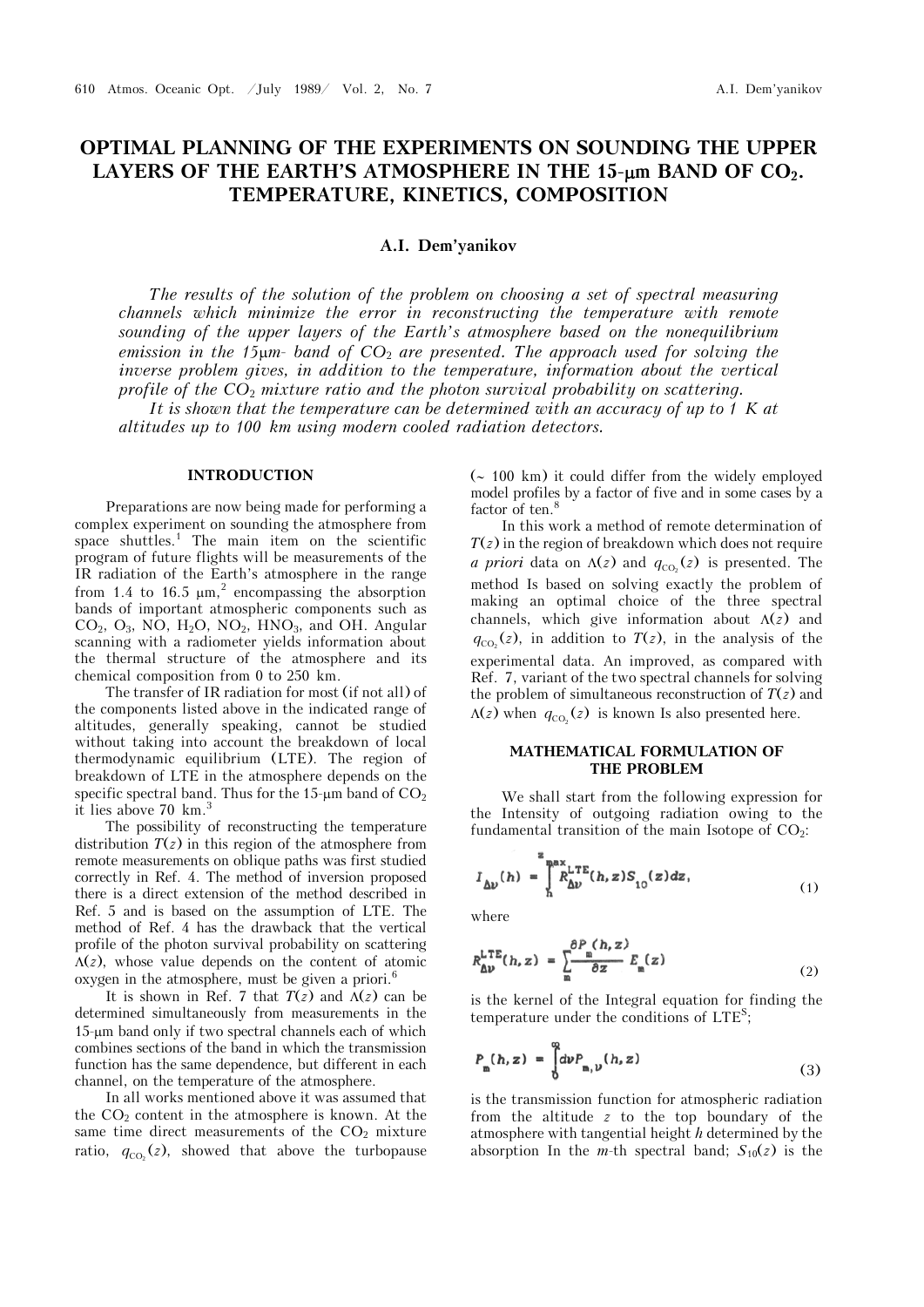# OPTIMAL PLANNING OF THE EXPERIMENTS ON SOUNDING THE UPPER LAYERS OF THE EARTH'S ATMOSPHERE IN THE 15-μm BAND OF $CO_2$. TEMPERATURE, KINETICS, COMPOSITION

**A.I. Dem'yanikov**

*The results of the solution of the problem on choosing a set of spectral measuring channels which minimize the error in reconstructing the temperature with remote sounding of the upper layers of the Earth's atmosphere based on the nonequilibrium emission in the 15μm- band of $CO_2$ are presented. The approach used for solving the inverse problem gives, in addition to the temperature, information about the vertical profile of the $CO_2$ mixture ratio and the photon survival probability on scattering.*

*It is shown that the temperature can be determined with an accuracy of up to 1 K at altitudes up to 100 km using modern cooled radiation detectors.*

## INTRODUCTION

Preparations are now being made for performing a complex experiment on sounding the atmosphere from space shuttles.[1] The main item on the scientific program of future flights will be measurements of the IR radiation of the Earth's atmosphere in the range from 1.4 to 16.5 μm,[2] encompassing the absorption bands of important atmospheric components such as $CO_2$, $O_3$, NO, $H_2O$, $NO_2$, $HNO_3$, and OH. Angular scanning with a radiometer yields information about the thermal structure of the atmosphere and its chemical composition from 0 to 250 km.

The transfer of IR radiation for most (if not all) of the components listed above in the indicated range of altitudes, generally speaking, cannot be studied without taking into account the breakdown of local thermodynamic equilibrium (LTE). The region of breakdown of LTE in the atmosphere depends on the specific spectral band. Thus for the 15-μm band of $CO_2$ it lies above 70 km.[3]

The possibility of reconstructing the temperature distribution $T(z)$ in this region of the atmosphere from remote measurements on oblique paths was first studied correctly in Ref. 4. The method of inversion proposed there is a direct extension of the method described in Ref. 5 and is based on the assumption of LTE. The method of Ref. 4 has the drawback that the vertical profile of the photon survival probability on scattering $\Lambda(z)$, whose value depends on the content of atomic oxygen in the atmosphere, must be given a priori.[6]

It is shown in Ref. 7 that $T(z)$ and $\Lambda(z)$ can be determined simultaneously from measurements in the 15-μm band only if two spectral channels each of which combines sections of the band in which the transmission function has the same dependence, but different in each channel, on the temperature of the atmosphere.

In all works mentioned above it was assumed that the $CO_2$ content in the atmosphere is known. At the same time direct measurements of the $CO_2$ mixture ratio, $q_{CO_2}(z)$, showed that above the turbopause (~ 100 km) it could differ from the widely employed model profiles by a factor of five and in some cases by a factor of ten.[8]

In this work a method of remote determination of $T(z)$ in the region of breakdown which does not require *a priori* data on $\Lambda(z)$ and $q_{CO_2}(z)$ is presented. The method Is based on solving exactly the problem of making an optimal choice of the three spectral channels, which give information about $\Lambda(z)$ and $q_{CO_2}(z)$, in addition to $T(z)$, in the analysis of the experimental data. An improved, as compared with Ref. 7, variant of the two spectral channels for solving the problem of simultaneous reconstruction of $T(z)$ and $\Lambda(z)$ when $q_{CO_2}(z)$ is known Is also presented here.

## MATHEMATICAL FORMULATION OF THE PROBLEM

We shall start from the following expression for the Intensity of outgoing radiation owing to the fundamental transition of the main Isotope of $CO_2$:

$$I_{\Delta\nu}(h) = \int_h^{z_{max}} R_{\Delta\nu}^{LTE}(h,z) S_{10}(z) dz, \tag{1}$$

where

$$R_{\Delta\nu}^{LTE}(h,z) = \sum_m \frac{\partial P_m(h,z)}{\partial z} E_m(z) \tag{2}$$

is the kernel of the Integral equation for finding the temperature under the conditions of LTE[S];

$$P_m(h,z) = \int_0^\infty d\nu P_{m,\nu}(h,z) \tag{3}$$

is the transmission function for atmospheric radiation from the altitude $z$ to the top boundary of the atmosphere with tangential height $h$ determined by the absorption In the $m$-th spectral band; $S_{10}(z)$ is the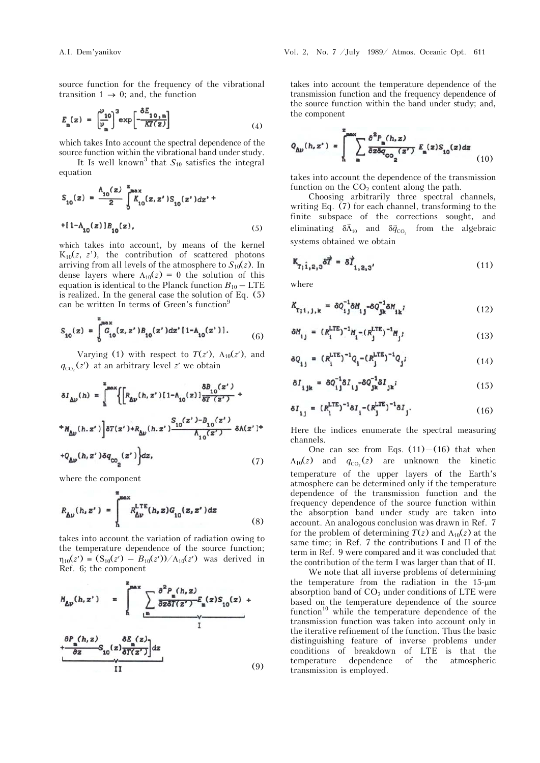source function for the frequency of the vibrational transition $1 \to 0$; and, the function

$$E_m(z) = \left[\frac{\nu_{10}}{\nu_m}\right]^3 \exp\left[-\frac{\delta E_{10,m}}{KT(z)}\right] \tag{4}$$

which takes Into account the spectral dependence of the source function within the vibrational band under study.

It Is well known[3] that $S_{10}$ satisfies the integral equation

$$S_{10}(z) = \frac{\Lambda_{10}(z)}{2}\int_0^{z_{max}} K_{10}(z, z')S_{10}(z')dz' + [1-\Lambda_{10}(z)]B_{10}(z), \tag{5}$$

which takes into account, by means of the kernel $K_{10}(z, z')$, the contribution of scattered photons arriving from all levels of the atmosphere to $S_{10}(z)$. In dense layers where $\Lambda_{10}(z) = 0$ the solution of this equation is identical to the Planck function $B_{10}$ – LTE is realized. In the general case the solution of Eq. (5) can be written In terms of Green's function[9]

$$S_{10}(z) = \int_0^{z_{max}} G_{10}(z, z')B_{10}(z')dz'[1-\Lambda_{10}(z')]. \tag{6}$$

Varying (1) with respect to $T(z')$, $\Lambda_{10}(z')$, and $q_{CO_2}(z')$ at an arbitrary level $z'$ we obtain

$$\delta I_{\Delta\nu}(h) = \int_h^{z_{max}}\left\{\left[R_{\Delta\nu}(h, z')[1-\Lambda_{10}(z)]\frac{\delta B_{10}(z')}{\delta T(z')} + M_{\Delta\nu}(h, z')\right]\delta T(z') + R_{\Delta\nu}(h, z')\frac{S_{10}(z')-B_{10}(z')}{\Lambda_{10}(z')}\delta\Lambda(z') + Q_{\Delta\nu}(h, z')\delta q_{CO_2}(z')\right\}dz, \tag{7}$$

where the component

$$R_{\Delta\nu}(h, z') = \int_h^{z_{max}} R_{\Delta\nu}^{LTE}(h, z)G_{10}(z, z')dz \tag{8}$$

takes into account the variation of radiation owing to the temperature dependence of the source function; $\eta_{10}(z') \equiv (S_{10}(z') - B_{10}(z'))/\Lambda_{10}(z')$ was derived in Ref. 6; the component

$$M_{\Delta\nu}(h, z') = \int_h^{z_{max}}\left[\underbrace{\sum_m \frac{\delta^2 P_m(h, z)}{\delta z\delta T(z')}E_m(z)S_{10}(z)}_{I} + \underbrace{\frac{\delta P_m(h, z)}{\delta z}S_{10}(z)\frac{\delta E_m(z)}{\delta T(z')}}_{II}\right]dz \tag{9}$$

takes into account the temperature dependence of the transmission function and the frequency dependence of the source function within the band under study; and, the component

$$Q_{\Delta\nu}(h, z') = \int_h^{z_{max}}\sum_m \frac{\delta^2 P_m(h, z)}{\delta z\delta q_{CO_2}(z')}E_m(z)S_{10}(z)dz \tag{10}$$

takes into account the dependence of the transmission function on the $CO_2$ content along the path.

Choosing arbitrarily three spectral channels, writing Eq. (7) for each channel, transforming to the finite subspace of the corrections sought, and eliminating $\delta\vec{\Lambda}_{10}$ and $\delta\vec{q}_{CO_2}$ from the algebraic systems obtained we obtain

$$K_{T;1,2,3}\delta\vec{T} = \delta\vec{I}_{1,2,3}, \tag{11}$$

where

$$K_{T;i,j,k} = \delta Q_{ij}^{-1}\delta M_{ij} - \delta Q_{jk}^{-1}\delta M_{jk}; \tag{12}$$

$$\delta M_{ij} = (R_i^{LTE})^{-1}M_i - (R_j^{LTE})^{-1}M_j; \tag{13}$$

$$\delta Q_{ij} = (R_i^{LTE})^{-1}Q_i - (R_j^{LTE})^{-1}Q_j; \tag{14}$$

$$\delta I_{ijk} = \delta Q_{ij}^{-1}\delta I_{ij} - \delta Q_{jk}^{-1}\delta I_{jk}; \tag{15}$$

$$\delta I_{ij} = (R_i^{LTE})^{-1}\delta I_i - (R_j^{LTE})^{-1}\delta I_j. \tag{16}$$

Here the indices enumerate the spectral measuring channels.

One can see from Eqs. (11)–(16) that when $\Lambda_{10}(z)$ and $q_{CO_2}(z)$ are unknown the kinetic temperature of the upper layers of the Earth's atmosphere can be determined only if the temperature dependence of the transmission function and the frequency dependence of the source function within the absorption band under study are taken into account. An analogous conclusion was drawn in Ref. 7 for the problem of determining $T(z)$ and $\Lambda_{10}(z)$ at the same time; in Ref. 7 the contributions I and II of the term in Ref. 9 were compared and it was concluded that the contribution of the term I was larger than that of II.

We note that all inverse problems of determining the temperature from the radiation in the 15-μm absorption band of $CO_2$ under conditions of LTE were based on the temperature dependence of the source function[10] while the temperature dependence of the transmission function was taken into account only in the iterative refinement of the function. Thus the basic distinguishing feature of inverse problems under conditions of breakdown of LTE is that the temperature dependence of the atmospheric transmission is employed.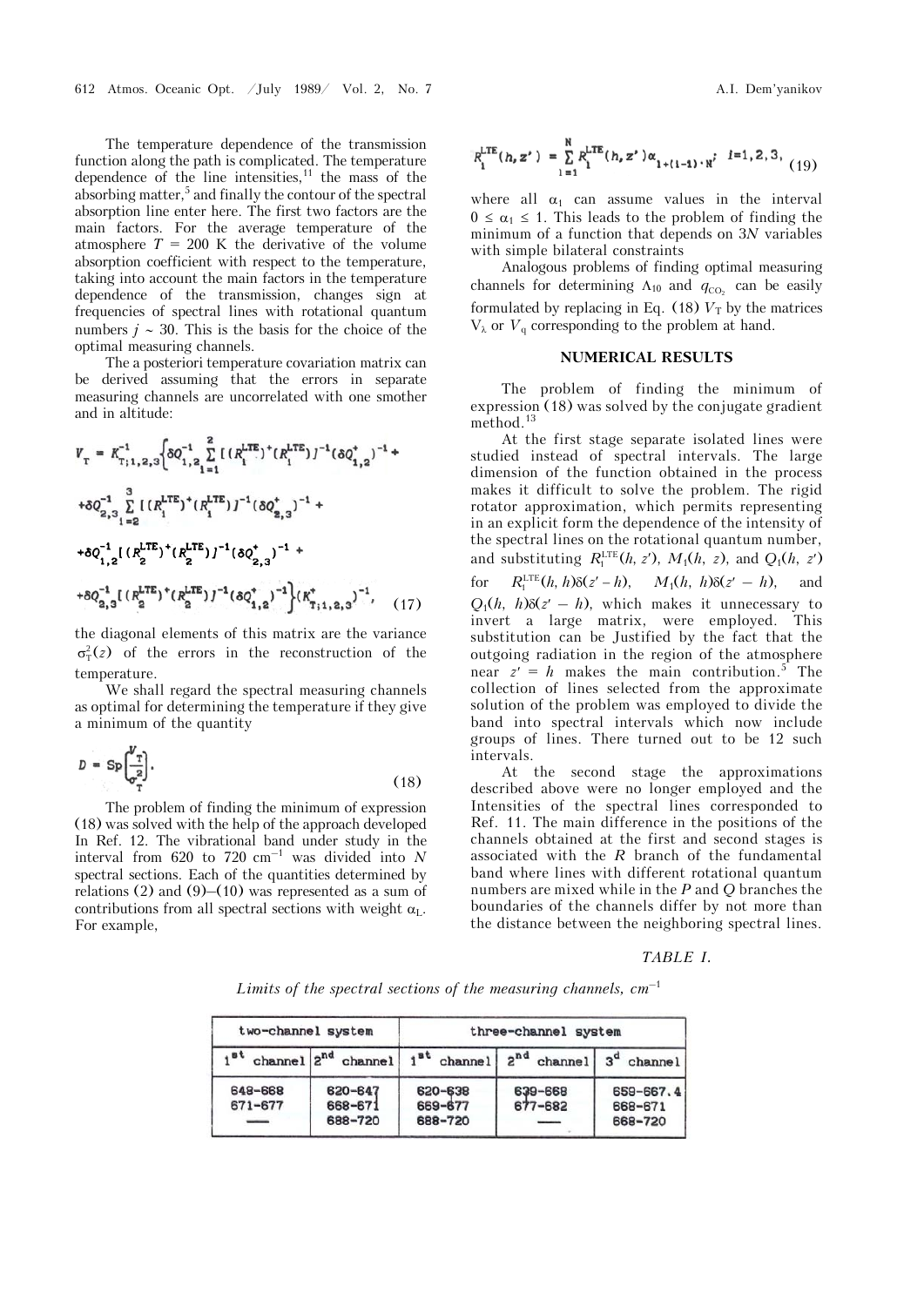The temperature dependence of the transmission function along the path is complicated. The temperature dependence of the line intensities,[11] the mass of the absorbing matter,[5] and finally the contour of the spectral absorption line enter here. The first two factors are the main factors. For the average temperature of the atmosphere $T$ = 200 K the derivative of the volume absorption coefficient with respect to the temperature, taking into account the main factors in the temperature dependence of the transmission, changes sign at frequencies of spectral lines with rotational quantum numbers $j \sim 30$. This is the basis for the choice of the optimal measuring channels.

The a posteriori temperature covariation matrix can be derived assuming that the errors in separate measuring channels are uncorrelated with one smother and in altitude:

$$
\begin{aligned}
V_{T} = K^{-1}_{T;1,2,3}\Big\{ & \delta Q^{-1}_{1,2} \sum_{l=1}^{2} [(R_{l}^{\mathrm{LTE}})^{+}(R_{l}^{\mathrm{LTE}})]^{-1}(\delta Q^{+}_{1,2})^{-1} + \\
& + \delta Q^{-1}_{2,3} \sum_{l=2}^{3} [(R_{l}^{\mathrm{LTE}})^{+}(R_{l}^{\mathrm{LTE}})]^{-1}(\delta Q^{+}_{2,3})^{-1} + \\
& + \delta Q^{-1}_{1,2} [(R_{2}^{\mathrm{LTE}})^{+}(R_{2}^{\mathrm{LTE}})]^{-1}(\delta Q^{+}_{2,3})^{-1} + \\
& + \delta Q^{-1}_{2,3} [(R_{2}^{\mathrm{LTE}})^{+}(R_{2}^{\mathrm{LTE}})]^{-1}(\delta Q^{+}_{1,2})^{-1}\Big\}(K^{+}_{T;1,2,3})^{-1},
\end{aligned}
\quad (17)
$$

the diagonal elements of this matrix are the variance $\sigma_{T}^{2}(z)$ of the errors in the reconstruction of the temperature.

We shall regard the spectral measuring channels as optimal for determining the temperature if they give a minimum of the quantity

$$
D = \mathrm{Sp}\left(\frac{V_{T}}{\sigma_{T}^{2}}\right). \quad (18)
$$

The problem of finding the minimum of expression (18) was solved with the help of the approach developed In Ref. 12. The vibrational band under study in the interval from 620 to 720 cm$^{-1}$ was divided into $N$ spectral sections. Each of the quantities determined by relations (2) and (9)–(10) was represented as a sum of contributions from all spectral sections with weight $\alpha_{L}$. For example,

$$
R_{l}^{\mathrm{LTE}}(h, z') = \sum_{i=1}^{N} R_{i}^{\mathrm{LTE}}(h, z')\alpha_{i+(l-1)\cdot N}; \quad l = 1, 2, 3, \quad (19)
$$

where all $\alpha_{1}$ can assume values in the interval $0 \le \alpha_{1} \le 1$. This leads to the problem of finding the minimum of a function that depends on $3N$ variables with simple bilateral constraints

Analogous problems of finding optimal measuring channels for determining $\Lambda_{10}$ and $q_{CO_2}$ can be easily formulated by replacing in Eq. (18) $V_{T}$ by the matrices $V_{\lambda}$ or $V_{q}$ corresponding to the problem at hand.

## NUMERICAL RESULTS

The problem of finding the minimum of expression (18) was solved by the conjugate gradient method.[13]

At the first stage separate isolated lines were studied instead of spectral intervals. The large dimension of the function obtained in the process makes it difficult to solve the problem. The rigid rotator approximation, which permits representing in an explicit form the dependence of the intensity of the spectral lines on the rotational quantum number, and substituting $R_{1}^{\mathrm{LTE}}(h, z')$, $M_{1}(h, z)$, and $Q_{1}(h, z')$ for $R_{1}^{\mathrm{LTE}}(h, h)\delta(z' - h)$, $M_{1}(h, h)\delta(z' - h)$, and $Q_{1}(h, h)\delta(z' - h)$, which makes it unnecessary to invert a large matrix, were employed. This substitution can be Justified by the fact that the outgoing radiation in the region of the atmosphere near $z' = h$ makes the main contribution.[5] The collection of lines selected from the approximate solution of the problem was employed to divide the band into spectral intervals which now include groups of lines. There turned out to be 12 such intervals.

At the second stage the approximations described above were no longer employed and the Intensities of the spectral lines corresponded to Ref. 11. The main difference in the positions of the channels obtained at the first and second stages is associated with the $R$ branch of the fundamental band where lines with different rotational quantum numbers are mixed while in the $P$ and $Q$ branches the boundaries of the channels differ by not more than the distance between the neighboring spectral lines.

*TABLE I.*

*Limits of the spectral sections of the measuring channels, cm$^{-1}$*

| two-channel system | | three-channel system | | |
|---|---|---|---|---|
| 1st channel | 2nd channel | 1st channel | 2nd channel | 3d channel |
| 648-668 | 620-647 | 620-638 | 639-668 | 659-667.4 |
| 671-677 | 668-671 | 669-677 | 677-682 | 668-671 |
| — | 688-720 | 688-720 | — | 668-720 |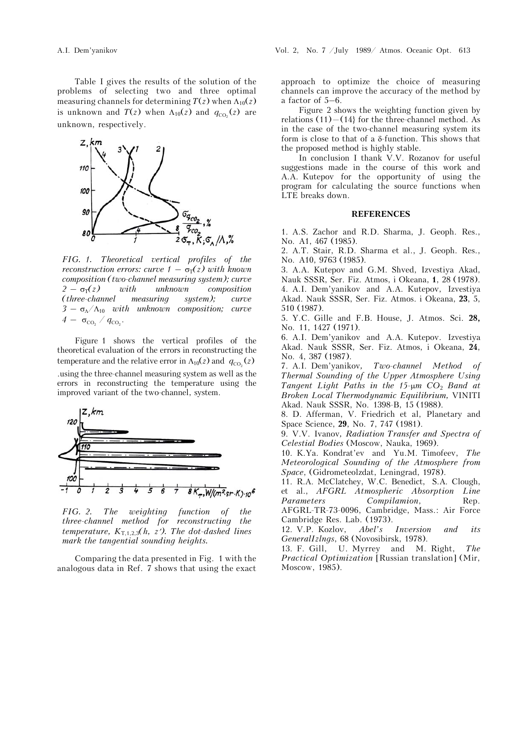Table I gives the results of the solution of the problems of selecting two and three optimal measuring channels for determining $T(z)$ when $\Lambda_{10}(z)$ is unknown and $T(z)$ when $\Lambda_{10}(z)$ and $q_{CO_2}(z)$ are unknown, respectively.

Z, km
110
100
90
80
0
1
2
4
8
3
$\sigma_{q_{CO_2}}/q_{CO_2}$, %
$\sigma_T$, K; $\sigma_\Lambda/\Lambda$, %

*FIG. 1. Theoretical vertical profiles of the reconstruction errors: curve 1 — $\sigma_T(z)$ with known composition (two-channel measuring system); curve 2 — $\sigma_T(z)$ with unknown composition (three-channel measuring system); curve 3 — $\sigma_\Lambda/\Lambda_{10}$ with unknown composition; curve 4 — $\sigma_{CO_2}/q_{CO_2}$.*

Figure 1 shows the vertical profiles of the theoretical evaluation of the errors in reconstructing the temperature and the relative error in $\Lambda_{10}(z)$ and $q_{CO_2}(z)$ .using the three-channel measuring system as well as the errors in reconstructing the temperature using the improved variant of the two-channel, system.

Z, km
120
110
100
-1 0 1 2 3 4 5 6 7 8
$K_T$, W/(m$^2$·sr·K)·10$^6$

*FIG. 2. The weighting function of the three-channel method for reconstructing the temperature, $K_{T,1,2,3}(h, z')$. The dot-dashed lines mark the tangential sounding heights.*

Comparing the data presented in Fig. 1 with the analogous data in Ref. 7 shows that using the exact approach to optimize the choice of measuring channels can improve the accuracy of the method by a factor of 5–6.

Figure 2 shows the weighting function given by relations (11)–(14} for the three-channel method. As in the case of the two-channel measuring system its form is close to that of a δ-function. This shows that the proposed method is highly stable.

In conclusion I thank V.V. Rozanov for useful suggestions made in the course of this work and A.A. Kutepov for the opportunity of using the program for calculating the source functions when LTE breaks down.

## REFERENCES

1. A.S. Zachor and R.D. Sharma, J. Geoph. Res., No. A1, 467 (1985).
2. A.T. Stair, R.D. Sharma et al., J. Geoph. Res., No. A10, 9763 (1985).
3. A.A. Kutepov and G.M. Shved, Izvestiya Akad, Nauk SSSR, Ser. Fiz. Atmos, i Okeana, **1**, 28 (1978).
4. A.I. Dem'yanikov and A.A. Kutepov, Izvestiya Akad. Nauk SSSR, Ser. Fiz. Atmos. i Okeana, **23**, 5, 510 (1987).
5. Y.C. Gille and F.B. House, J. Atmos. Sci. **28,** No. 11, 1427 (1971).
6. A.I. Dem'yanikov and A.A. Kutepov. Izvestiya Akad. Nauk SSSR, Ser. Fiz. Atmos, i Okeana, **24**, No. 4, 387 (1987).
7. A.I. Dem'yanikov, *Two-channel Method of Thermal Sounding of the Upper Atmosphere Using Tangent Light Paths in the 15-μm $CO_2$ Band at Broken Local Thermodynamic Equilibrium,* VINITI Akad. Nauk SSSR, No. 1398-B, 15 (1988).
8. D. Afferman, V. Friedrich et al, Planetary and Space Science, **29**, No. 7, 747 (1981).
9. V.V. Ivanov, *Radiation Transfer and Spectra of Celestial Bodies* (Moscow, Nauka, 1969).
10. K.Ya. Kondrat'ev and Yu.M. Timofeev, *The Meteorological Sounding of the Atmosphere from Space*, (Gidrometeolzdat, Leningrad, 1978).
11. R.A. McClatchey, W.C. Benedict, S.A. Clough, et al., *AFGRL Atmospheric Absorption Line Parameters Compilamion*, Rep. AFGRL-TR-73-0096, Cambridge, Mass.: Air Force Cambridge Res. Lab. (1973).
12. V.P. Kozlov, *Abel's Inversion and its GeneralIzlngs*, 68 (Novosibirsk, 1978).
13. F. Gill, U. Myrrey and M. Right, *The Practical Optimization* [Russian translation] (Mir, Moscow, 1985).